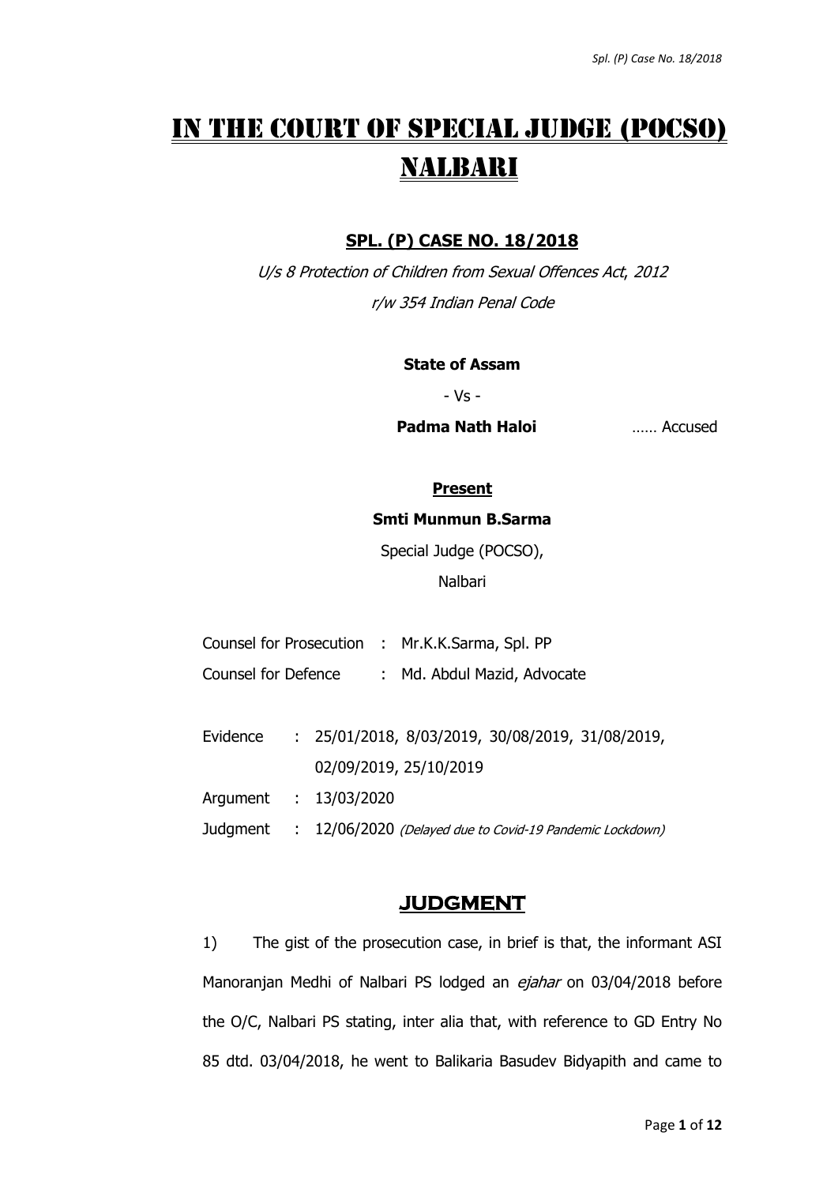# IN THE COURT OF SPECIAL JUDGE (POCSO) NALBARI

## SPL. (P) CASE NO. 18/2018

*U/s 8 Protection of Children from Sexual Offences Act, 2012*
*r/w 354 Indian Penal Code*

**State of Assam**

- Vs -

**Padma Nath Haloi** …… Accused

**Present**

**Smti Munmun B.Sarma**

Special Judge (POCSO),

Nalbari

Counsel for Prosecution : Mr.K.K.Sarma, Spl. PP

Counsel for Defence : Md. Abdul Mazid, Advocate

Evidence : 25/01/2018, 8/03/2019, 30/08/2019, 31/08/2019, 02/09/2019, 25/10/2019

Argument : 13/03/2020

Judgment : 12/06/2020 *(Delayed due to Covid-19 Pandemic Lockdown)*

## JUDGMENT

1) The gist of the prosecution case, in brief is that, the informant ASI Manoranjan Medhi of Nalbari PS lodged an *ejahar* on 03/04/2018 before the O/C, Nalbari PS stating, inter alia that, with reference to GD Entry No 85 dtd. 03/04/2018, he went to Balikaria Basudev Bidyapith and came to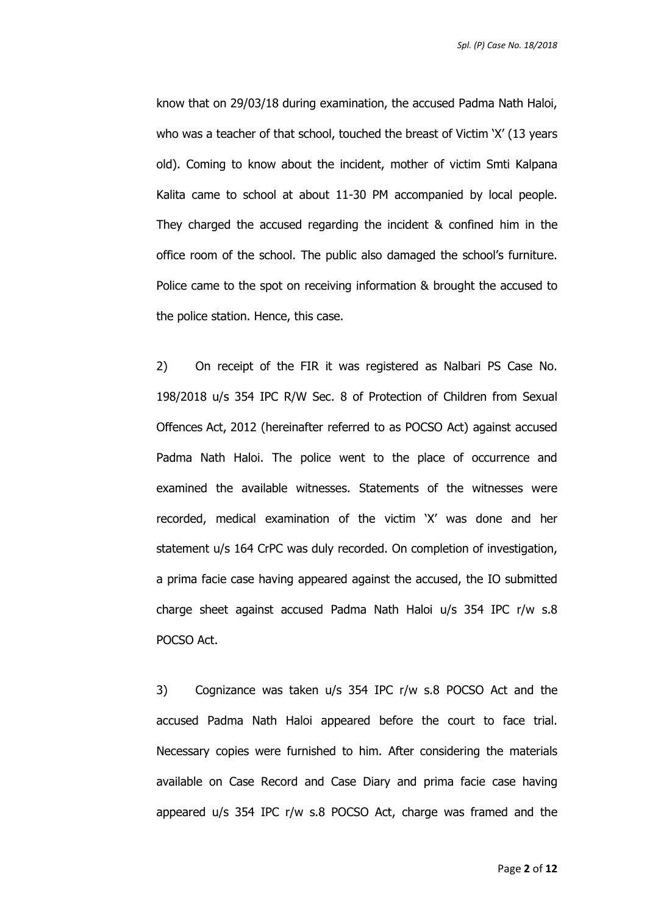know that on 29/03/18 during examination, the accused Padma Nath Haloi, who was a teacher of that school, touched the breast of Victim 'X' (13 years old). Coming to know about the incident, mother of victim Smti Kalpana Kalita came to school at about 11-30 PM accompanied by local people. They charged the accused regarding the incident & confined him in the office room of the school. The public also damaged the school's furniture. Police came to the spot on receiving information & brought the accused to the police station. Hence, this case.

2) On receipt of the FIR it was registered as Nalbari PS Case No. 198/2018 u/s 354 IPC R/W Sec. 8 of Protection of Children from Sexual Offences Act, 2012 (hereinafter referred to as POCSO Act) against accused Padma Nath Haloi. The police went to the place of occurrence and examined the available witnesses. Statements of the witnesses were recorded, medical examination of the victim 'X' was done and her statement u/s 164 CrPC was duly recorded. On completion of investigation, a prima facie case having appeared against the accused, the IO submitted charge sheet against accused Padma Nath Haloi u/s 354 IPC r/w s.8 POCSO Act.

3) Cognizance was taken u/s 354 IPC r/w s.8 POCSO Act and the accused Padma Nath Haloi appeared before the court to face trial. Necessary copies were furnished to him. After considering the materials available on Case Record and Case Diary and prima facie case having appeared u/s 354 IPC r/w s.8 POCSO Act, charge was framed and the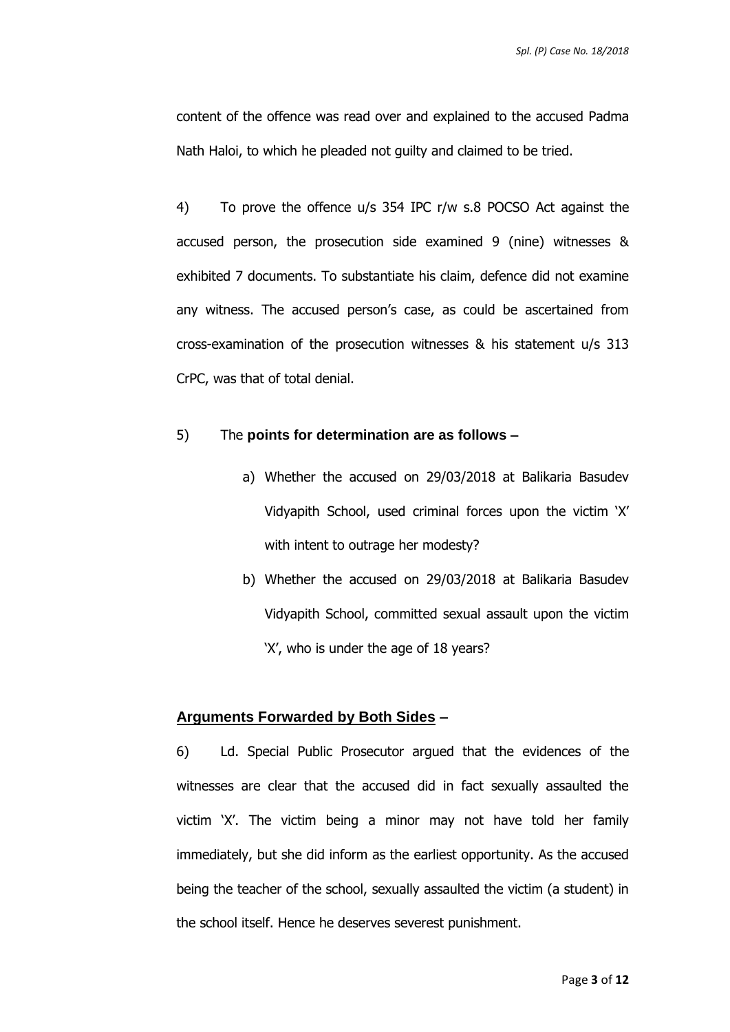content of the offence was read over and explained to the accused Padma Nath Haloi, to which he pleaded not guilty and claimed to be tried.

4) To prove the offence u/s 354 IPC r/w s.8 POCSO Act against the accused person, the prosecution side examined 9 (nine) witnesses & exhibited 7 documents. To substantiate his claim, defence did not examine any witness. The accused person's case, as could be ascertained from cross-examination of the prosecution witnesses & his statement u/s 313 CrPC, was that of total denial.

5) The **points for determination are as follows –**

a) Whether the accused on 29/03/2018 at Balikaria Basudev Vidyapith School, used criminal forces upon the victim 'X' with intent to outrage her modesty?

b) Whether the accused on 29/03/2018 at Balikaria Basudev Vidyapith School, committed sexual assault upon the victim 'X', who is under the age of 18 years?

## **<u>Arguments Forwarded by Both Sides</u> –**

6) Ld. Special Public Prosecutor argued that the evidences of the witnesses are clear that the accused did in fact sexually assaulted the victim 'X'. The victim being a minor may not have told her family immediately, but she did inform as the earliest opportunity. As the accused being the teacher of the school, sexually assaulted the victim (a student) in the school itself. Hence he deserves severest punishment.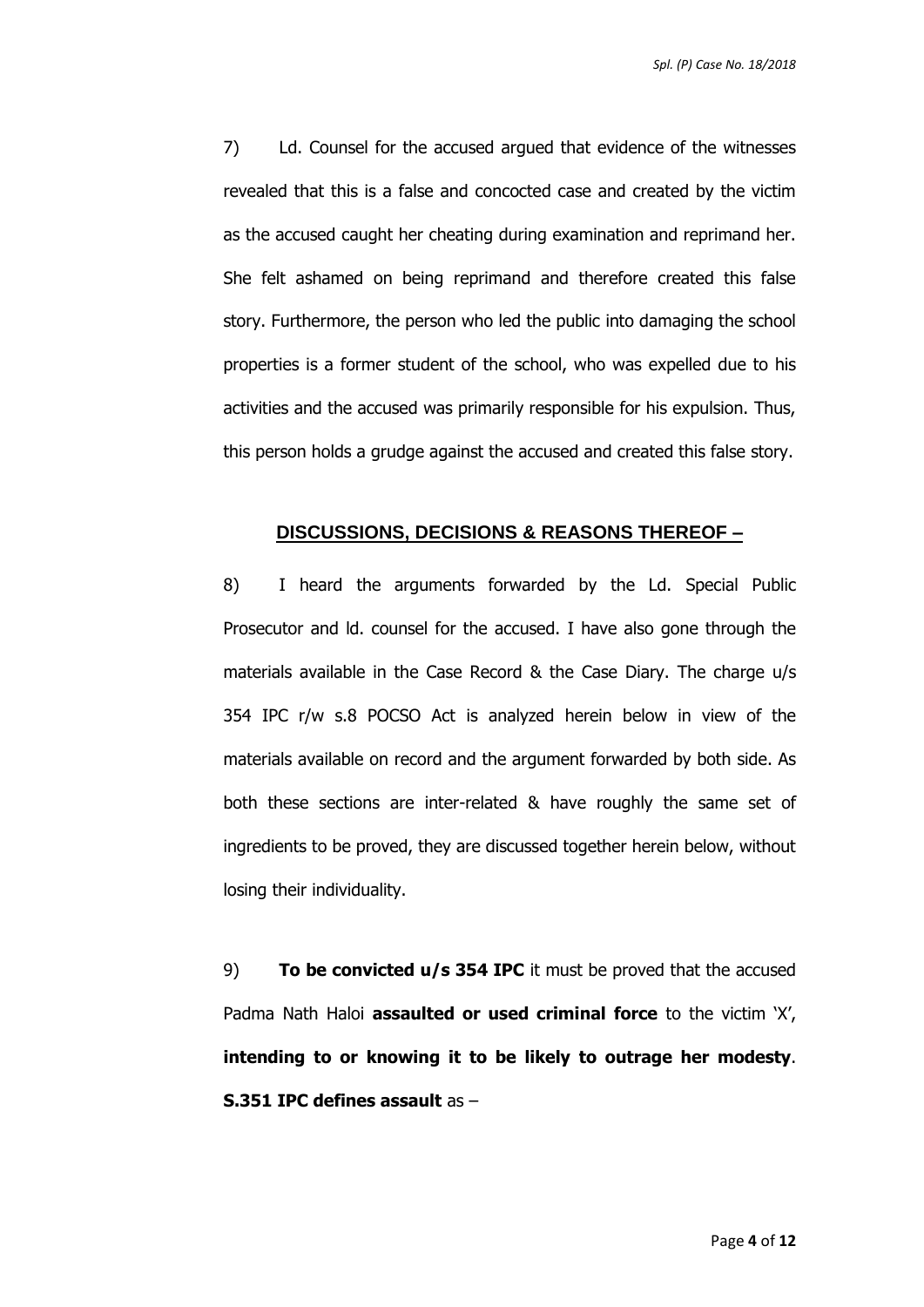7) Ld. Counsel for the accused argued that evidence of the witnesses revealed that this is a false and concocted case and created by the victim as the accused caught her cheating during examination and reprimand her. She felt ashamed on being reprimand and therefore created this false story. Furthermore, the person who led the public into damaging the school properties is a former student of the school, who was expelled due to his activities and the accused was primarily responsible for his expulsion. Thus, this person holds a grudge against the accused and created this false story.

## DISCUSSIONS, DECISIONS & REASONS THEREOF –

8) I heard the arguments forwarded by the Ld. Special Public Prosecutor and ld. counsel for the accused. I have also gone through the materials available in the Case Record & the Case Diary. The charge u/s 354 IPC r/w s.8 POCSO Act is analyzed herein below in view of the materials available on record and the argument forwarded by both side. As both these sections are inter-related & have roughly the same set of ingredients to be proved, they are discussed together herein below, without losing their individuality.

9) **To be convicted u/s 354 IPC** it must be proved that the accused Padma Nath Haloi **assaulted or used criminal force** to the victim 'X', **intending to or knowing it to be likely to outrage her modesty**. **S.351 IPC defines assault** as –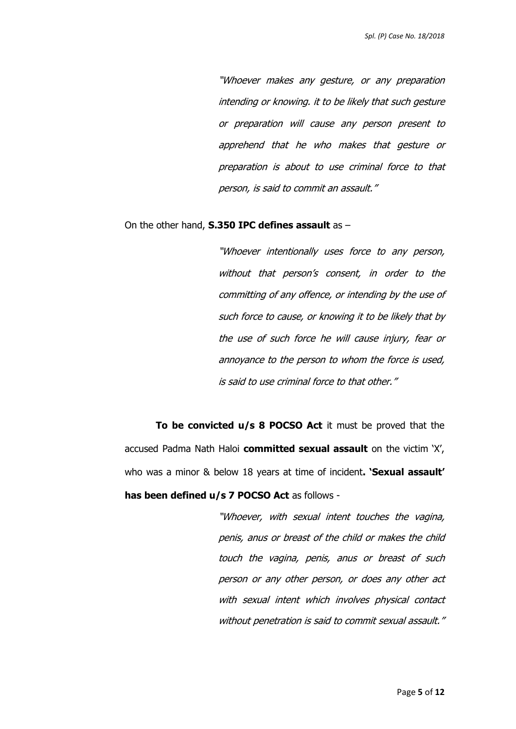> *"Whoever makes any gesture, or any preparation intending or knowing. it to be likely that such gesture or preparation will cause any person present to apprehend that he who makes that gesture or preparation is about to use criminal force to that person, is said to commit an assault."*

On the other hand, **S.350 IPC defines assault** as –

> *"Whoever intentionally uses force to any person, without that person's consent, in order to the committing of any offence, or intending by the use of such force to cause, or knowing it to be likely that by the use of such force he will cause injury, fear or annoyance to the person to whom the force is used, is said to use criminal force to that other."*

**To be convicted u/s 8 POCSO Act** it must be proved that the accused Padma Nath Haloi **committed sexual assault** on the victim 'X', who was a minor & below 18 years at time of incident**. 'Sexual assault' has been defined u/s 7 POCSO Act** as follows -

> *"Whoever, with sexual intent touches the vagina, penis, anus or breast of the child or makes the child touch the vagina, penis, anus or breast of such person or any other person, or does any other act with sexual intent which involves physical contact without penetration is said to commit sexual assault."*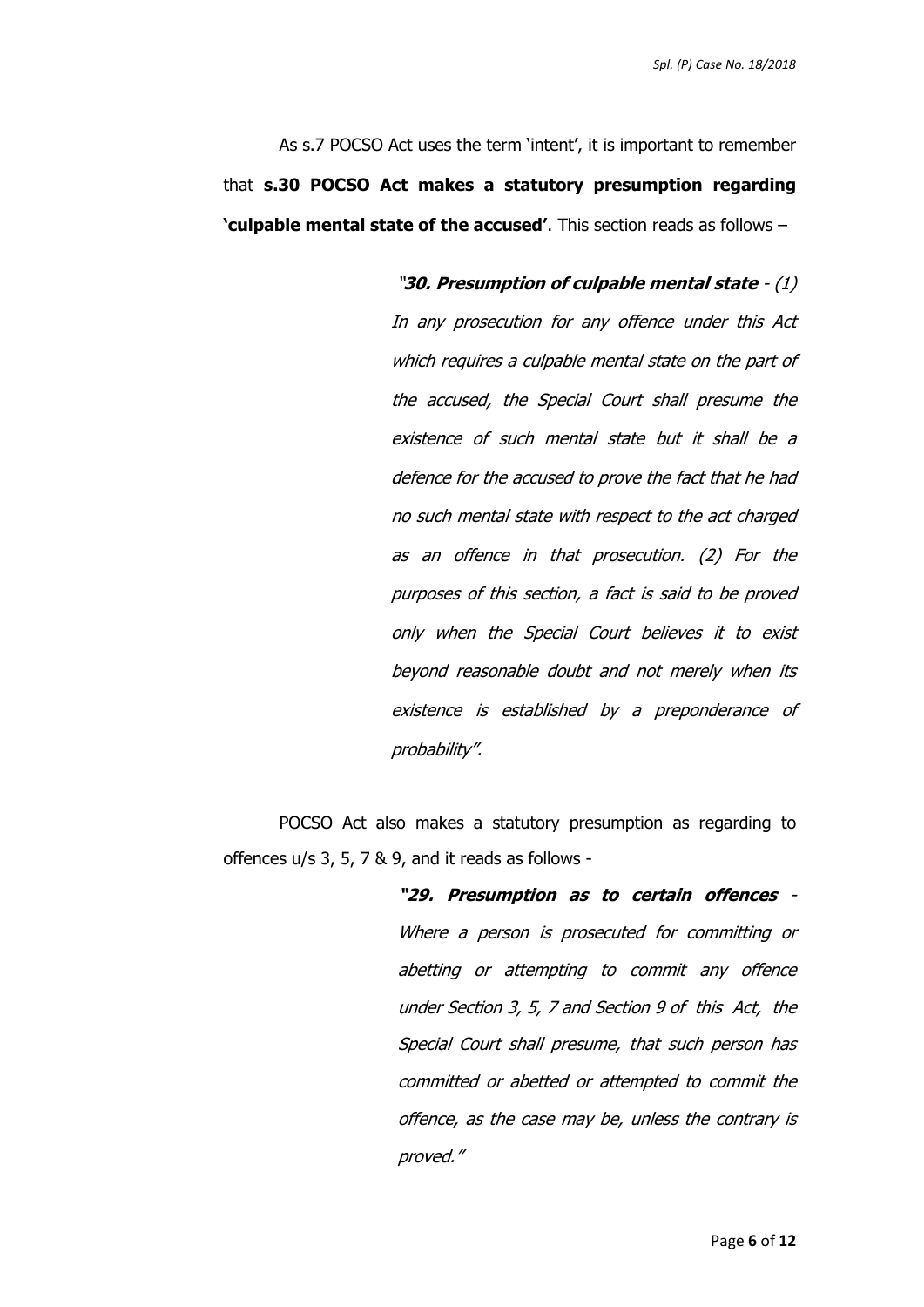As s.7 POCSO Act uses the term 'intent', it is important to remember that **s.30 POCSO Act makes a statutory presumption regarding 'culpable mental state of the accused'**. This section reads as follows –

> *"**30. Presumption of culpable mental state** - (1) In any prosecution for any offence under this Act which requires a culpable mental state on the part of the accused, the Special Court shall presume the existence of such mental state but it shall be a defence for the accused to prove the fact that he had no such mental state with respect to the act charged as an offence in that prosecution. (2) For the purposes of this section, a fact is said to be proved only when the Special Court believes it to exist beyond reasonable doubt and not merely when its existence is established by a preponderance of probability".*

POCSO Act also makes a statutory presumption as regarding to offences u/s 3, 5, 7 & 9, and it reads as follows -

> *"**29. Presumption as to certain offences** - Where a person is prosecuted for committing or abetting or attempting to commit any offence under Section 3, 5, 7 and Section 9 of this Act, the Special Court shall presume, that such person has committed or abetted or attempted to commit the offence, as the case may be, unless the contrary is proved."*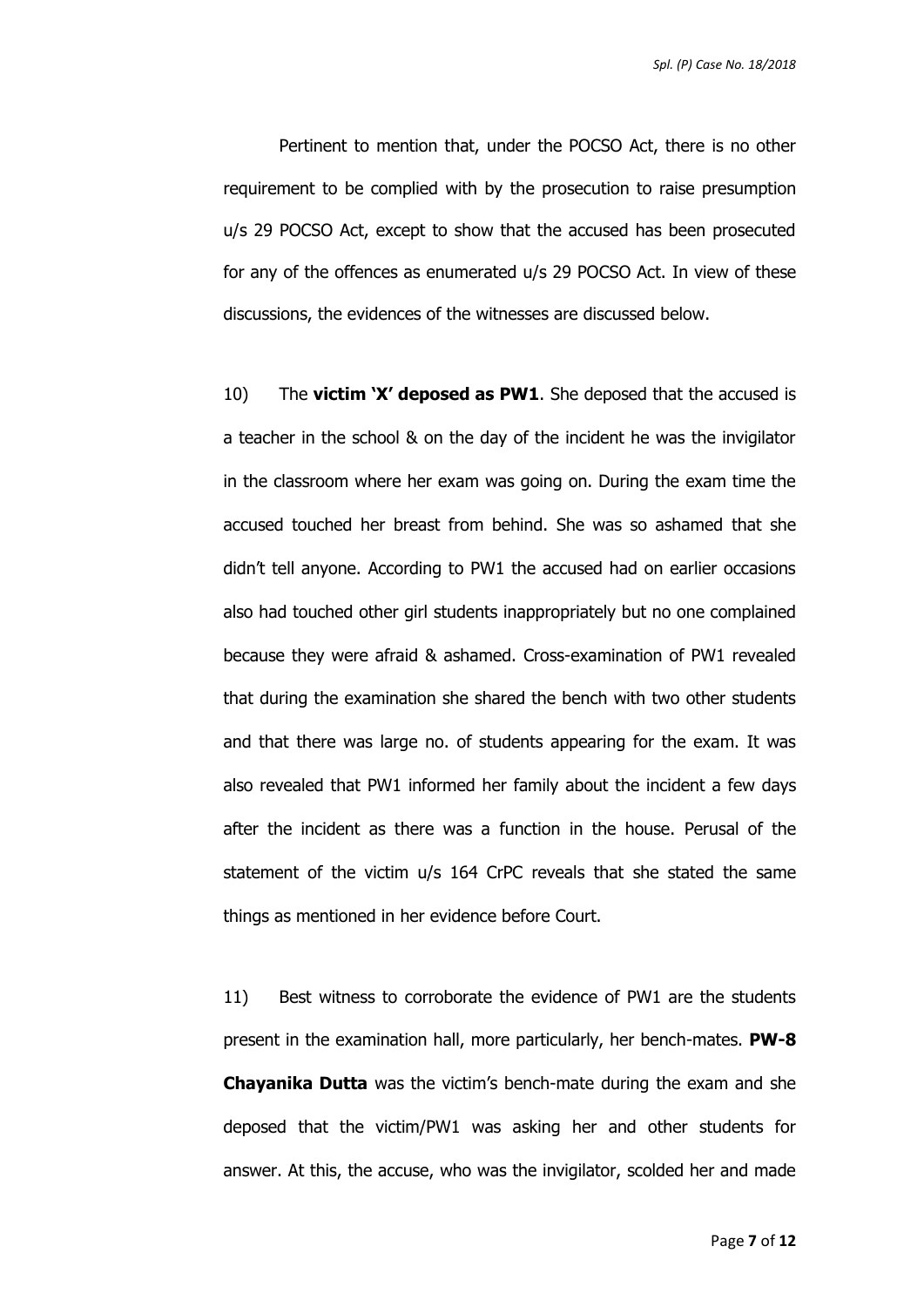Pertinent to mention that, under the POCSO Act, there is no other requirement to be complied with by the prosecution to raise presumption u/s 29 POCSO Act, except to show that the accused has been prosecuted for any of the offences as enumerated u/s 29 POCSO Act. In view of these discussions, the evidences of the witnesses are discussed below.

10) The **victim 'X' deposed as PW1**. She deposed that the accused is a teacher in the school & on the day of the incident he was the invigilator in the classroom where her exam was going on. During the exam time the accused touched her breast from behind. She was so ashamed that she didn't tell anyone. According to PW1 the accused had on earlier occasions also had touched other girl students inappropriately but no one complained because they were afraid & ashamed. Cross-examination of PW1 revealed that during the examination she shared the bench with two other students and that there was large no. of students appearing for the exam. It was also revealed that PW1 informed her family about the incident a few days after the incident as there was a function in the house. Perusal of the statement of the victim u/s 164 CrPC reveals that she stated the same things as mentioned in her evidence before Court.

11) Best witness to corroborate the evidence of PW1 are the students present in the examination hall, more particularly, her bench-mates. **PW-8 Chayanika Dutta** was the victim's bench-mate during the exam and she deposed that the victim/PW1 was asking her and other students for answer. At this, the accuse, who was the invigilator, scolded her and made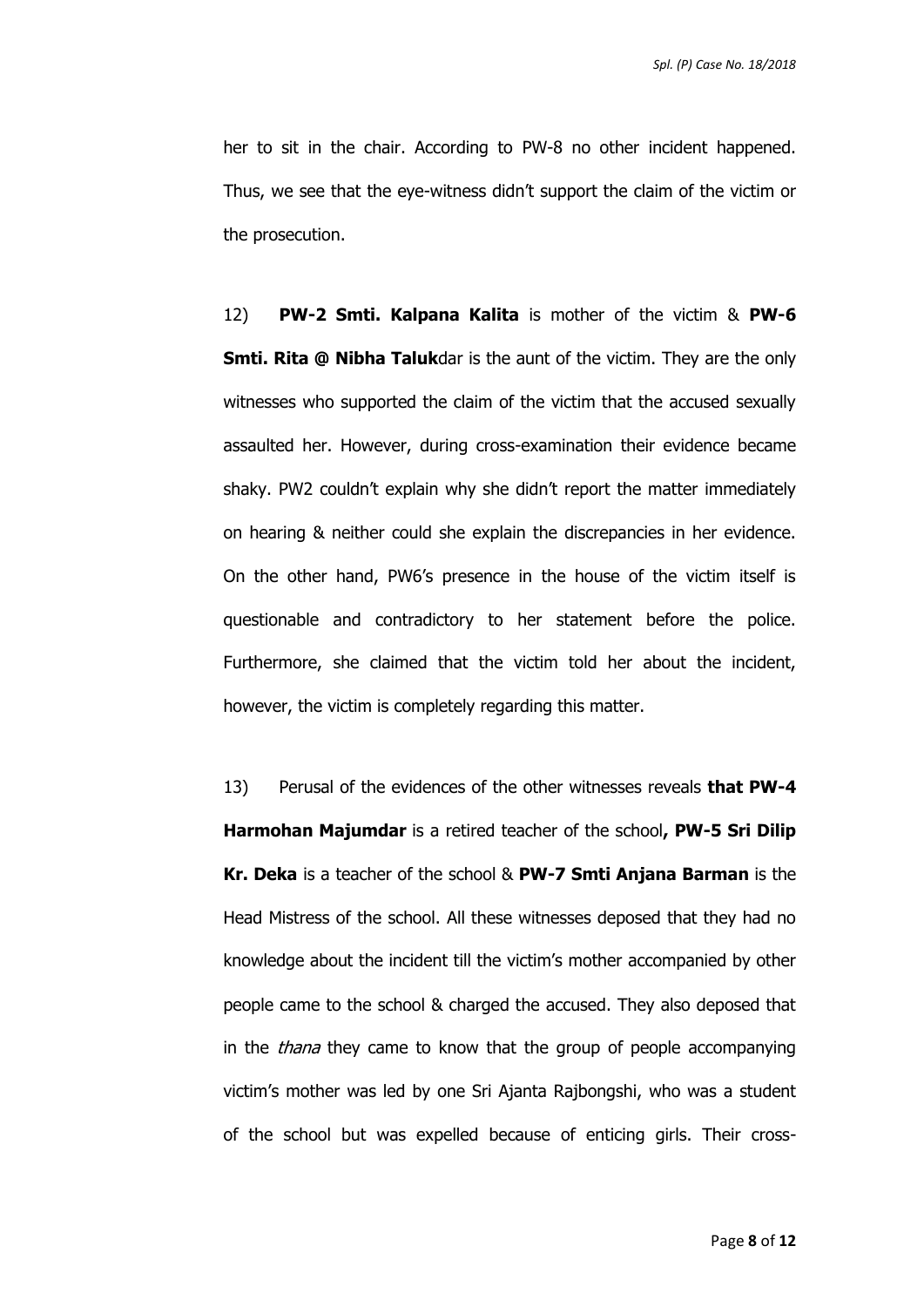her to sit in the chair. According to PW-8 no other incident happened. Thus, we see that the eye-witness didn't support the claim of the victim or the prosecution.

12) **PW-2 Smti. Kalpana Kalita** is mother of the victim & **PW-6 Smti. Rita @ Nibha Taluk**dar is the aunt of the victim. They are the only witnesses who supported the claim of the victim that the accused sexually assaulted her. However, during cross-examination their evidence became shaky. PW2 couldn't explain why she didn't report the matter immediately on hearing & neither could she explain the discrepancies in her evidence. On the other hand, PW6's presence in the house of the victim itself is questionable and contradictory to her statement before the police. Furthermore, she claimed that the victim told her about the incident, however, the victim is completely regarding this matter.

13) Perusal of the evidences of the other witnesses reveals **that PW-4 Harmohan Majumdar** is a retired teacher of the school**, PW-5 Sri Dilip Kr. Deka** is a teacher of the school & **PW-7 Smti Anjana Barman** is the Head Mistress of the school. All these witnesses deposed that they had no knowledge about the incident till the victim's mother accompanied by other people came to the school & charged the accused. They also deposed that in the *thana* they came to know that the group of people accompanying victim's mother was led by one Sri Ajanta Rajbongshi, who was a student of the school but was expelled because of enticing girls. Their cross-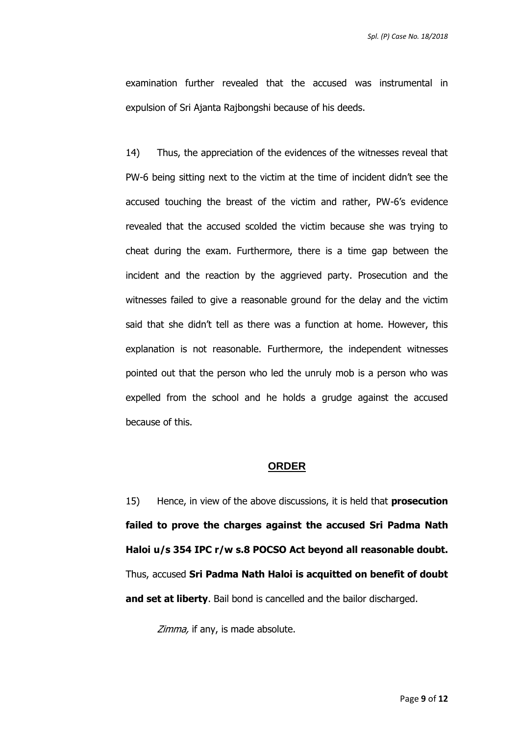examination further revealed that the accused was instrumental in expulsion of Sri Ajanta Rajbongshi because of his deeds.

14) Thus, the appreciation of the evidences of the witnesses reveal that PW-6 being sitting next to the victim at the time of incident didn't see the accused touching the breast of the victim and rather, PW-6's evidence revealed that the accused scolded the victim because she was trying to cheat during the exam. Furthermore, there is a time gap between the incident and the reaction by the aggrieved party. Prosecution and the witnesses failed to give a reasonable ground for the delay and the victim said that she didn't tell as there was a function at home. However, this explanation is not reasonable. Furthermore, the independent witnesses pointed out that the person who led the unruly mob is a person who was expelled from the school and he holds a grudge against the accused because of this.

## ORDER

15) Hence, in view of the above discussions, it is held that **prosecution failed to prove the charges against the accused Sri Padma Nath Haloi u/s 354 IPC r/w s.8 POCSO Act beyond all reasonable doubt.** Thus, accused **Sri Padma Nath Haloi is acquitted on benefit of doubt and set at liberty**. Bail bond is cancelled and the bailor discharged.

*Zimma,* if any, is made absolute.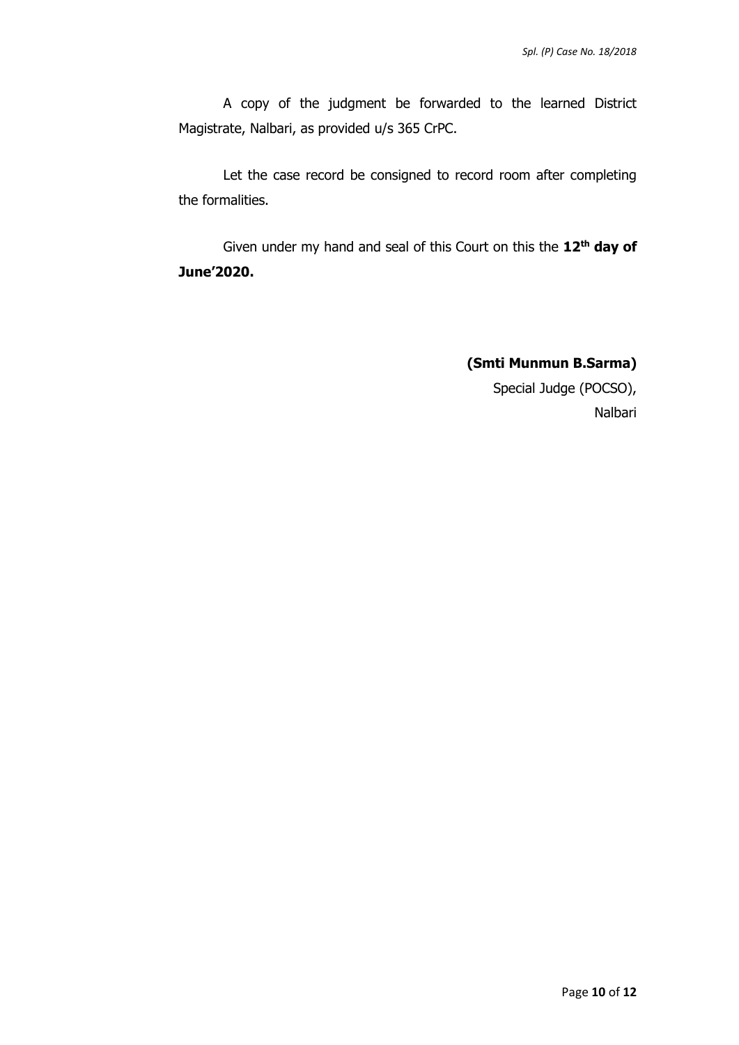A copy of the judgment be forwarded to the learned District Magistrate, Nalbari, as provided u/s 365 CrPC.

Let the case record be consigned to record room after completing the formalities.

Given under my hand and seal of this Court on this the **12th day of June'2020.**

**(Smti Munmun B.Sarma)**
Special Judge (POCSO),
Nalbari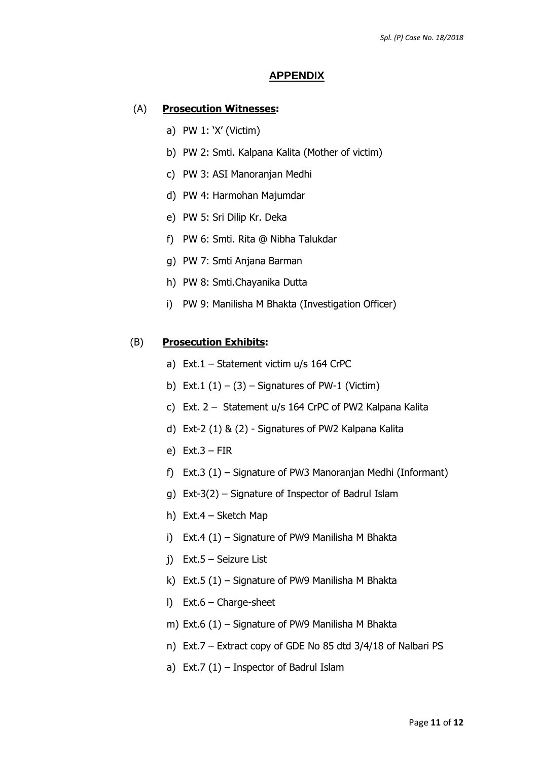## APPENDIX

(A) **Prosecution Witnesses:**

a) PW 1: 'X' (Victim)

b) PW 2: Smti. Kalpana Kalita (Mother of victim)

c) PW 3: ASI Manoranjan Medhi

d) PW 4: Harmohan Majumdar

e) PW 5: Sri Dilip Kr. Deka

f) PW 6: Smti. Rita @ Nibha Talukdar

g) PW 7: Smti Anjana Barman

h) PW 8: Smti.Chayanika Dutta

i) PW 9: Manilisha M Bhakta (Investigation Officer)

(B) **Prosecution Exhibits:**

a) Ext.1 – Statement victim u/s 164 CrPC

b) Ext.1 (1) – (3) – Signatures of PW-1 (Victim)

c) Ext. 2 – Statement u/s 164 CrPC of PW2 Kalpana Kalita

d) Ext-2 (1) & (2) - Signatures of PW2 Kalpana Kalita

e) Ext.3 – FIR

f) Ext.3 (1) – Signature of PW3 Manoranjan Medhi (Informant)

g) Ext-3(2) – Signature of Inspector of Badrul Islam

h) Ext.4 – Sketch Map

i) Ext.4 (1) – Signature of PW9 Manilisha M Bhakta

j) Ext.5 – Seizure List

k) Ext.5 (1) – Signature of PW9 Manilisha M Bhakta

l) Ext.6 – Charge-sheet

m) Ext.6 (1) – Signature of PW9 Manilisha M Bhakta

n) Ext.7 – Extract copy of GDE No 85 dtd 3/4/18 of Nalbari PS

a) Ext.7 (1) – Inspector of Badrul Islam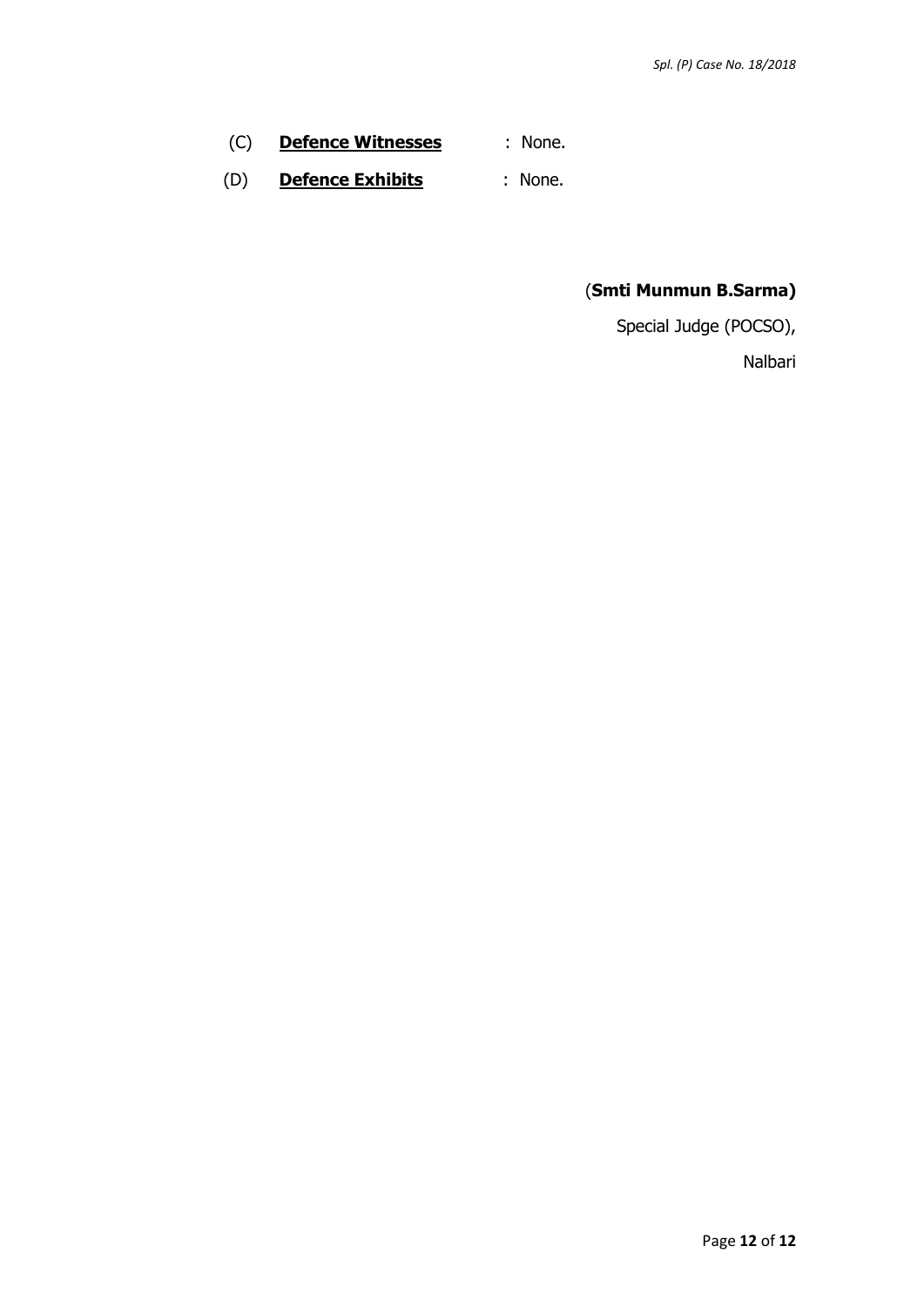(C) **Defence Witnesses** : None.

(D) **Defence Exhibits** : None.

(**Smti Munmun B.Sarma)**

Special Judge (POCSO),

Nalbari